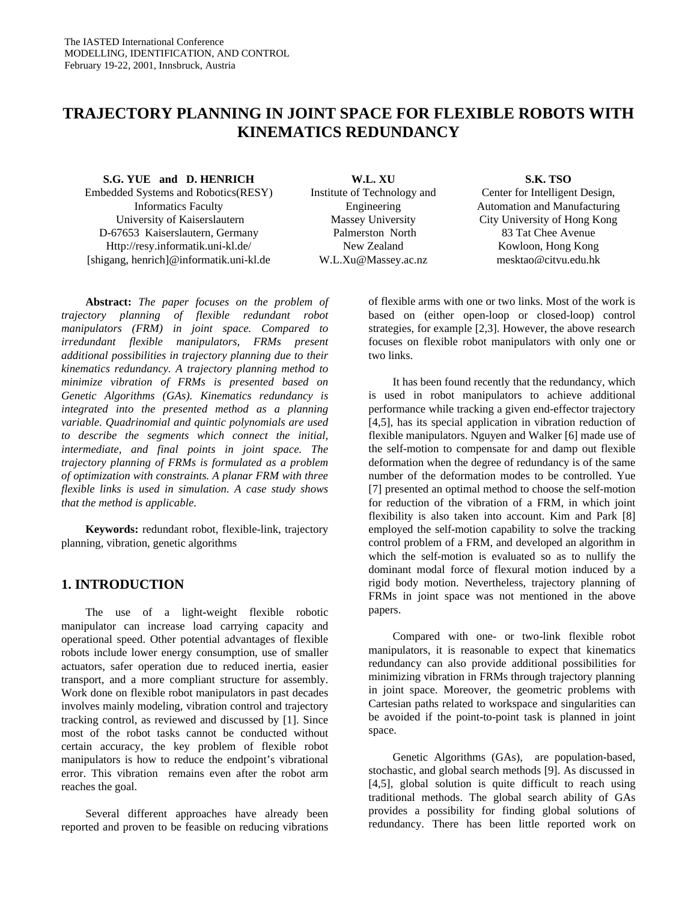The IASTED International Conference
MODELLING, IDENTIFICATION, AND CONTROL
February 19-22, 2001, Innsbruck, Austria

# TRAJECTORY PLANNING IN JOINT SPACE FOR FLEXIBLE ROBOTS WITH KINEMATICS REDUNDANCY

**S.G. YUE and D. HENRICH**
Embedded Systems and Robotics(RESY)
Informatics Faculty
University of Kaiserslautern
D-67653 Kaiserslautern, Germany
Http://resy.informatik.uni-kl.de/
[shigang, henrich]@informatik.uni-kl.de

**W.L. XU**
Institute of Technology and Engineering
Massey University
Palmerston North
New Zealand
W.L.Xu@Massey.ac.nz

**S.K. TSO**
Center for Intelligent Design, Automation and Manufacturing
City University of Hong Kong
83 Tat Chee Avenue
Kowloon, Hong Kong
mesktao@cityu.edu.hk

**Abstract:** *The paper focuses on the problem of trajectory planning of flexible redundant robot manipulators (FRM) in joint space. Compared to irredundant flexible manipulators, FRMs present additional possibilities in trajectory planning due to their kinematics redundancy. A trajectory planning method to minimize vibration of FRMs is presented based on Genetic Algorithms (GAs). Kinematics redundancy is integrated into the presented method as a planning variable. Quadrinomial and quintic polynomials are used to describe the segments which connect the initial, intermediate, and final points in joint space. The trajectory planning of FRMs is formulated as a problem of optimization with constraints. A planar FRM with three flexible links is used in simulation. A case study shows that the method is applicable.*

**Keywords:** redundant robot, flexible-link, trajectory planning, vibration, genetic algorithms

## 1. INTRODUCTION

The use of a light-weight flexible robotic manipulator can increase load carrying capacity and operational speed. Other potential advantages of flexible robots include lower energy consumption, use of smaller actuators, safer operation due to reduced inertia, easier transport, and a more compliant structure for assembly. Work done on flexible robot manipulators in past decades involves mainly modeling, vibration control and trajectory tracking control, as reviewed and discussed by [1]. Since most of the robot tasks cannot be conducted without certain accuracy, the key problem of flexible robot manipulators is how to reduce the endpoint's vibrational error. This vibration remains even after the robot arm reaches the goal.

Several different approaches have already been reported and proven to be feasible on reducing vibrations of flexible arms with one or two links. Most of the work is based on (either open-loop or closed-loop) control strategies, for example [2,3]. However, the above research focuses on flexible robot manipulators with only one or two links.

It has been found recently that the redundancy, which is used in robot manipulators to achieve additional performance while tracking a given end-effector trajectory [4,5], has its special application in vibration reduction of flexible manipulators. Nguyen and Walker [6] made use of the self-motion to compensate for and damp out flexible deformation when the degree of redundancy is of the same number of the deformation modes to be controlled. Yue [7] presented an optimal method to choose the self-motion for reduction of the vibration of a FRM, in which joint flexibility is also taken into account. Kim and Park [8] employed the self-motion capability to solve the tracking control problem of a FRM, and developed an algorithm in which the self-motion is evaluated so as to nullify the dominant modal force of flexural motion induced by a rigid body motion. Nevertheless, trajectory planning of FRMs in joint space was not mentioned in the above papers.

Compared with one- or two-link flexible robot manipulators, it is reasonable to expect that kinematics redundancy can also provide additional possibilities for minimizing vibration in FRMs through trajectory planning in joint space. Moreover, the geometric problems with Cartesian paths related to workspace and singularities can be avoided if the point-to-point task is planned in joint space.

Genetic Algorithms (GAs), are population-based, stochastic, and global search methods [9]. As discussed in [4,5], global solution is quite difficult to reach using traditional methods. The global search ability of GAs provides a possibility for finding global solutions of redundancy. There has been little reported work on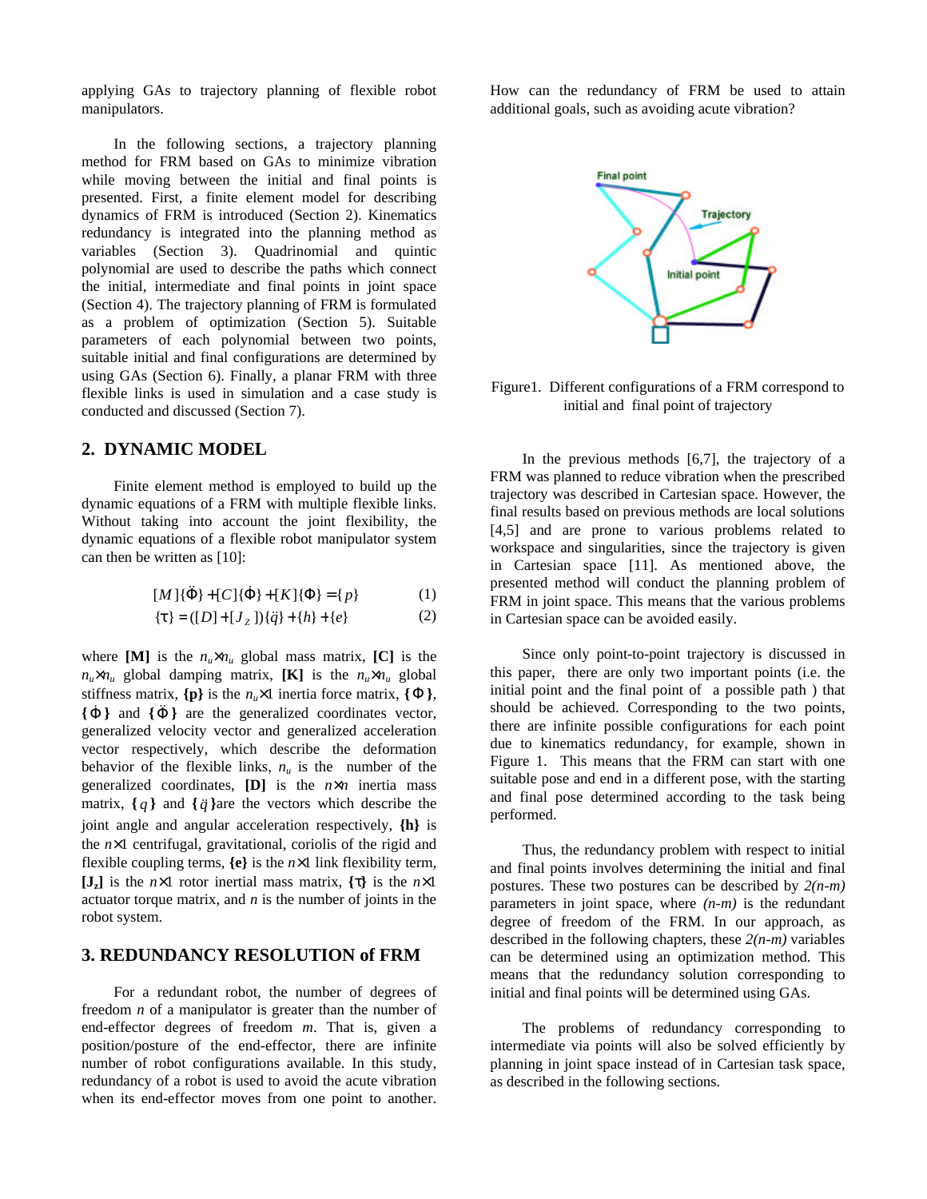applying GAs to trajectory planning of flexible robot manipulators.

In the following sections, a trajectory planning method for FRM based on GAs to minimize vibration while moving between the initial and final points is presented. First, a finite element model for describing dynamics of FRM is introduced (Section 2). Kinematics redundancy is integrated into the planning method as variables (Section 3). Quadrinomial and quintic polynomial are used to describe the paths which connect the initial, intermediate and final points in joint space (Section 4). The trajectory planning of FRM is formulated as a problem of optimization (Section 5). Suitable parameters of each polynomial between two points, suitable initial and final configurations are determined by using GAs (Section 6). Finally, a planar FRM with three flexible links is used in simulation and a case study is conducted and discussed (Section 7).

## 2. DYNAMIC MODEL

Finite element method is employed to build up the dynamic equations of a FRM with multiple flexible links. Without taking into account the joint flexibility, the dynamic equations of a flexible robot manipulator system can then be written as [10]:

$$[M]\{\ddot{\Phi}\} + [C]\{\dot{\Phi}\} + [K]\{\Phi\} = \{p\} \tag{1}$$

$$\{\tau\} = ([D] + [J_Z])\{\ddot{q}\} + \{h\} + \{e\} \tag{2}$$

where **[M]** is the $n_u \times n_u$ global mass matrix, **[C]** is the $n_u \times n_u$ global damping matrix, **[K]** is the $n_u \times n_u$ global stiffness matrix, **{p}** is the $n_u \times 1$ inertia force matrix, $\{\Phi\}$, $\{\dot{\Phi}\}$ and $\{\ddot{\Phi}\}$ are the generalized coordinates vector, generalized velocity vector and generalized acceleration vector respectively, which describe the deformation behavior of the flexible links, $n_u$ is the number of the generalized coordinates, **[D]** is the $n \times n$ inertia mass matrix, $\{q\}$ and $\{\ddot{q}\}$ are the vectors which describe the joint angle and angular acceleration respectively, **{h}** is the $n \times 1$ centrifugal, gravitational, coriolis of the rigid and flexible coupling terms, **{e}** is the $n \times 1$ link flexibility term, $[J_z]$ is the $n \times 1$ rotor inertial mass matrix, $\{\tau\}$ is the $n \times 1$ actuator torque matrix, and $n$ is the number of joints in the robot system.

## 3. REDUNDANCY RESOLUTION of FRM

For a redundant robot, the number of degrees of freedom $n$ of a manipulator is greater than the number of end-effector degrees of freedom $m$. That is, given a position/posture of the end-effector, there are infinite number of robot configurations available. In this study, redundancy of a robot is used to avoid the acute vibration when its end-effector moves from one point to another. How can the redundancy of FRM be used to attain additional goals, such as avoiding acute vibration?

Figure1. Different configurations of a FRM correspond to initial and final point of trajectory

In the previous methods [6,7], the trajectory of a FRM was planned to reduce vibration when the prescribed trajectory was described in Cartesian space. However, the final results based on previous methods are local solutions [4,5] and are prone to various problems related to workspace and singularities, since the trajectory is given in Cartesian space [11]. As mentioned above, the presented method will conduct the planning problem of FRM in joint space. This means that the various problems in Cartesian space can be avoided easily.

Since only point-to-point trajectory is discussed in this paper, there are only two important points (i.e. the initial point and the final point of a possible path ) that should be achieved. Corresponding to the two points, there are infinite possible configurations for each point due to kinematics redundancy, shown for example, in Figure 1. This means that the FRM can start with one suitable pose and end in a different pose, with the starting and final pose determined according to the task being performed.

Thus, the redundancy problem with respect to initial and final points involves determining the initial and final postures. These two postures can be described by $2(n\text{-}m)$ parameters in joint space, where $(n\text{-}m)$ is the redundant degree of freedom of the FRM. In our approach, as described in the following chapters, these $2(n\text{-}m)$ variables can be determined using an optimization method. This means that the redundancy solution corresponding to initial and final points will be determined using GAs.

The problems of redundancy corresponding to intermediate via points will also be solved efficiently by planning in joint space instead of in Cartesian task space, as described in the following sections.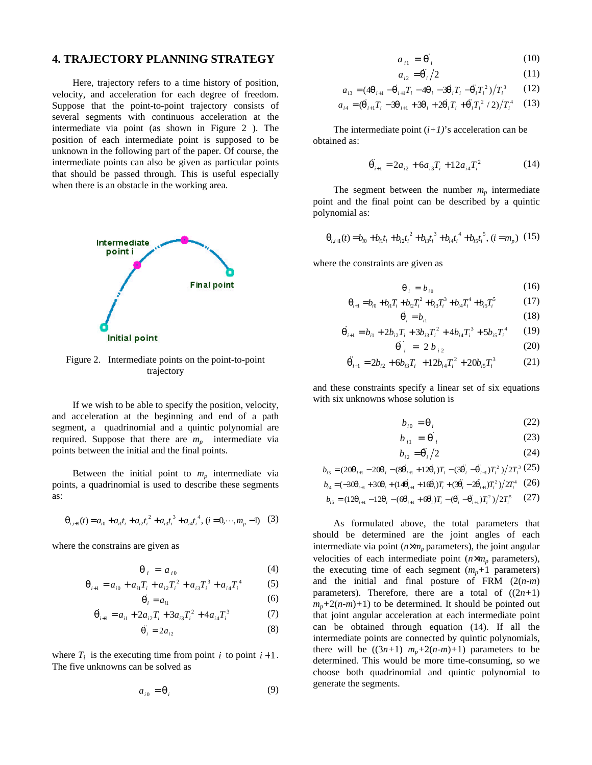## 4. TRAJECTORY PLANNING STRATEGY

Here, trajectory refers to a time history of position, velocity, and acceleration for each degree of freedom. Suppose that the point-to-point trajectory consists of several segments with continuous acceleration at the intermediate via point (as shown in Figure 2 ). The position of each intermediate point is supposed to be unknown in the following part of the paper. Of course, the intermediate points can also be given as particular points that should be passed through. This is useful especially when there is an obstacle in the working area.

Figure 2. Intermediate points on the point-to-point trajectory

If we wish to be able to specify the position, velocity, and acceleration at the beginning and end of a path segment, a quadrinomial and a quintic polynomial are required. Suppose that there are $m_p$ intermediate via points between the initial and the final points.

Between the initial point to $m_p$ intermediate via points, a quadrinomial is used to describe these segments as:

$$\theta_{i,i+1}(t) = a_{i0} + a_{i1}t_i + a_{i2}t_i^2 + a_{i3}t_i^3 + a_{i4}t_i^4, \; (i = 0, \cdots, m_p - 1) \quad (3)$$

where the constrains are given as

$$\theta_i = a_{i0} \quad (4)$$

$$\theta_{i+1} = a_{i0} + a_{i1}T_i + a_{i2}T_i^2 + a_{i3}T_i^3 + a_{i4}T_i^4 \quad (5)$$

$$\dot{\theta}_i = a_{i1} \quad (6)$$

$$\dot{\theta}_{i+1} = a_{i1} + 2a_{i2}T_i + 3a_{i3}T_i^2 + 4a_{i4}T_i^3 \quad (7)$$

$$\ddot{\theta}_i = 2a_{i2} \quad (8)$$

where $T_i$ is the executing time from point $i$ to point $i+1$. The five unknowns can be solved as

$$a_{i0} = \theta_i \quad (9)$$

$$a_{i1} = \dot{\theta}_i \quad (10)$$

$$a_{i2} = \ddot{\theta}_i / 2 \quad (11)$$

$$a_{i3} = (4\theta_{i+1} - \dot{\theta}_{i+1}T_i - 4\theta_i - 3\dot{\theta}_i T_i - \ddot{\theta}_i T_i^2) / T_i^3 \quad (12)$$

$$a_{i4} = (\dot{\theta}_{i+1}T_i - 3\theta_{i+1} + 3\theta_i + 2\dot{\theta}_i T_i + \ddot{\theta}_i T_i^2 / 2) / T_i^4 \quad (13)$$

The intermediate point $(i+1)$'s acceleration can be obtained as:

$$\ddot{\theta}_{i+1} = 2a_{i2} + 6a_{i3}T_i + 12a_{i4}T_i^2 \quad (14)$$

The segment between the number $m_p$ intermediate point and the final point can be described by a quintic polynomial as:

$$\theta_{i,i+1}(t) = b_{i0} + b_{i1}t_i + b_{i2}t_i^2 + b_{i3}t_i^3 + b_{i4}t_i^4 + b_{i5}t_i^5, \; (i = m_p) \quad (15)$$

where the constraints are given as

$$\theta_i = b_{i0} \quad (16)$$

$$\theta_{i+1} = b_{i0} + b_{i1}T_i + b_{i2}T_i^2 + b_{i3}T_i^3 + b_{i4}T_i^4 + b_{i5}T_i^5 \quad (17)$$

$$\dot{\theta}_i = b_{i1} \quad (18)$$

$$\dot{\theta}_{i+1} = b_{i1} + 2b_{i2}T_i + 3b_{i3}T_i^2 + 4b_{i4}T_i^3 + 5b_{i5}T_i^4 \quad (19)$$

$$\ddot{\theta}_i = 2b_{i2} \quad (20)$$

$$\ddot{\theta}_{i+1} = 2b_{i2} + 6b_{i3}T_i + 12b_{i4}T_i^2 + 20b_{i5}T_i^3 \quad (21)$$

and these constraints specify a linear set of six equations with six unknowns whose solution is

$$b_{i0} = \theta_i \quad (22)$$

$$b_{i1} = \dot{\theta}_i \quad (23)$$

$$b_{i2} = \ddot{\theta}_i / 2 \quad (24)$$

$$b_{i3} = (20\theta_{i+1} - 20\theta_i - (8\dot{\theta}_{i+1} + 12\dot{\theta}_i)T_i - (3\ddot{\theta}_i - \ddot{\theta}_{i+1})T_i^2) / 2T_i^3 \quad (25)$$

$$b_{i4} = (-30\theta_{i+1} + 30\theta_i + (14\dot{\theta}_{i+1} + 16\dot{\theta}_i)T_i + (3\ddot{\theta}_i - 2\ddot{\theta}_{i+1})T_i^2) / 2T_i^4 \quad (26)$$

$$b_{i5} = (12\theta_{i+1} - 12\theta_i - (6\dot{\theta}_{i+1} + 6\dot{\theta}_i)T_i - (\ddot{\theta}_i - \ddot{\theta}_{i+1})T_i^2) / 2T_i^5 \quad (27)$$

As formulated above, the total parameters that should be determined are the joint angles of each intermediate via point ($n \times m_p$ parameters), the joint angular velocities of each intermediate point ($n \times m_p$ parameters), the executing time of each segment ($m_p+1$ parameters) and the initial and final posture of FRM ($2(n-m)$ parameters). Therefore, there are a total of $((2n+1)m_p+2(n-m)+1)$ to be determined. It should be pointed out that joint angular acceleration at each intermediate point can be obtained through equation (14). If all the intermediate points are connected by quintic polynomials, there will be $((3n+1)m_p+2(n-m)+1)$ parameters to be determined. This would be more time-consuming, so we choose both quadrinomial and quintic polynomial to generate the segments.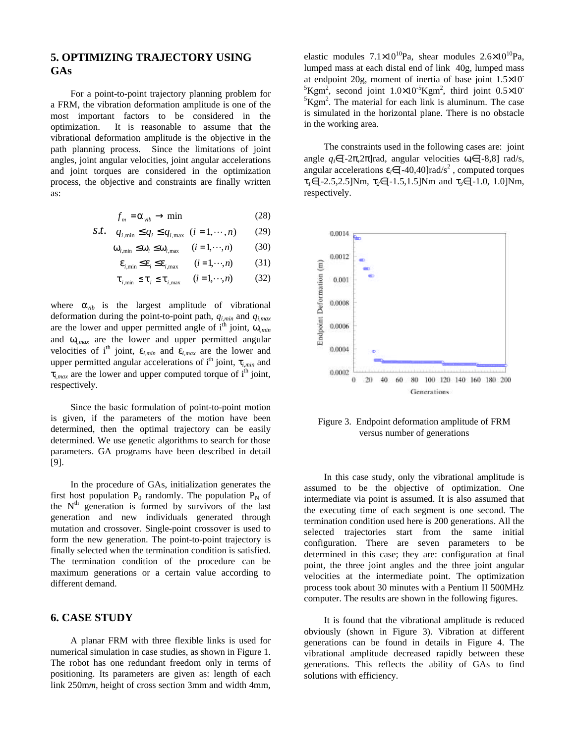## 5. OPTIMIZING TRAJECTORY USING GAs

For a point-to-point trajectory planning problem for a FRM, the vibration deformation amplitude is one of the most important factors to be considered in the optimization. It is reasonable to assume that the vibrational deformation amplitude is the objective in the path planning process. Since the limitations of joint angles, joint angular velocities, joint angular accelerations and joint torques are considered in the optimization process, the objective and constraints are finally written as:

$$f_m = \alpha_{vib} \rightarrow \min \quad (28)$$

$$s.t. \quad q_{i,\min} \le q_i \le q_{i,\max} \quad (i = 1, \cdots, n) \quad (29)$$

$$\omega_{i,\min} \le \omega_i \le \omega_{i,\max} \quad (i = 1, \cdots, n) \quad (30)$$

$$\varepsilon_{i,\min} \le \varepsilon_i \le \varepsilon_{i,\max} \quad (i = 1, \cdots, n) \quad (31)$$

$$\tau_{i,\min} \le \tau_i \le \tau_{i,\max} \quad (i = 1, \cdots, n) \quad (32)$$

where $\alpha_{vib}$ is the largest amplitude of vibrational deformation during the point-to-point path, $q_{i,min}$ and $q_{i,max}$ are the lower and upper permitted angle of i[th] joint, $\omega_{i,min}$ and $\omega_{i,max}$ are the lower and upper permitted angular velocities of i[th] joint, $\varepsilon_{i,min}$ and $\varepsilon_{i,max}$ are the lower and upper permitted angular accelerations of i[th] joint, $\tau_{i,min}$ and $\tau_{i,max}$ are the lower and upper computed torque of i[th] joint, respectively.

Since the basic formulation of point-to-point motion is given, if the parameters of the motion have been determined, then the optimal trajectory can be easily determined. We use genetic algorithms to search for those parameters. GA programs have been described in detail [9].

In the procedure of GAs, initialization generates the first host population $P_0$ randomly. The population $P_N$ of the $N^{th}$ generation is formed by survivors of the last generation and new individuals generated through mutation and crossover. Single-point crossover is used to form the new generation. The point-to-point trajectory is finally selected when the termination condition is satisfied. The termination condition of the procedure can be maximum generations or a certain value according to different demand.

## 6. CASE STUDY

A planar FRM with three flexible links is used for numerical simulation in case studies, as shown in Figure 1. The robot has one redundant freedom only in terms of positioning. Its parameters are given as: length of each link 250m*m*, height of cross section 3mm and width 4mm, elastic modules $7.1\times10^{10}$Pa, shear modules $2.6\times10^{10}$Pa, lumped mass at each distal end of link 40g, lumped mass at endpoint 20g, moment of inertia of base joint $1.5\times10^{-5}$Kgm$^2$, second joint $1.0\times10^{-5}$Kgm$^2$, third joint $0.5\times10^{-5}$Kgm$^2$. The material for each link is aluminum. The case is simulated in the horizontal plane. There is no obstacle in the working area.

The constraints used in the following cases are: joint angle $q_i \in [-2\pi, 2\pi]$rad, angular velocities $\omega_i \in [-8,8]$ rad/s, angular accelerations $\varepsilon_i \in [-40,40]$rad/s$^2$, computed torques $\tau_1 \in [-2.5,2.5]$Nm, $\tau_2 \in [-1.5,1.5]$Nm and $\tau_3 \in [-1.0, 1.0]$Nm, respectively.

Figure 3. Endpoint deformation amplitude of FRM versus number of generations

In this case study, only the vibrational amplitude is assumed to be the objective of optimization. One intermediate via point is assumed. It is also assumed that the executing time of each segment is one second. The termination condition used here is 200 generations. All the selected trajectories start from the same initial configuration. There are seven parameters to be determined in this case; they are: configuration at final point, the three joint angles and the three joint angular velocities at the intermediate point. The optimization process took about 30 minutes with a Pentium II 500MHz computer. The results are shown in the following figures.

It is found that the vibrational amplitude is reduced obviously (shown in Figure 3). Vibration at different generations can be found in details in Figure 4. The vibrational amplitude decreased rapidly between these generations. This reflects the ability of GAs to find solutions with efficiency.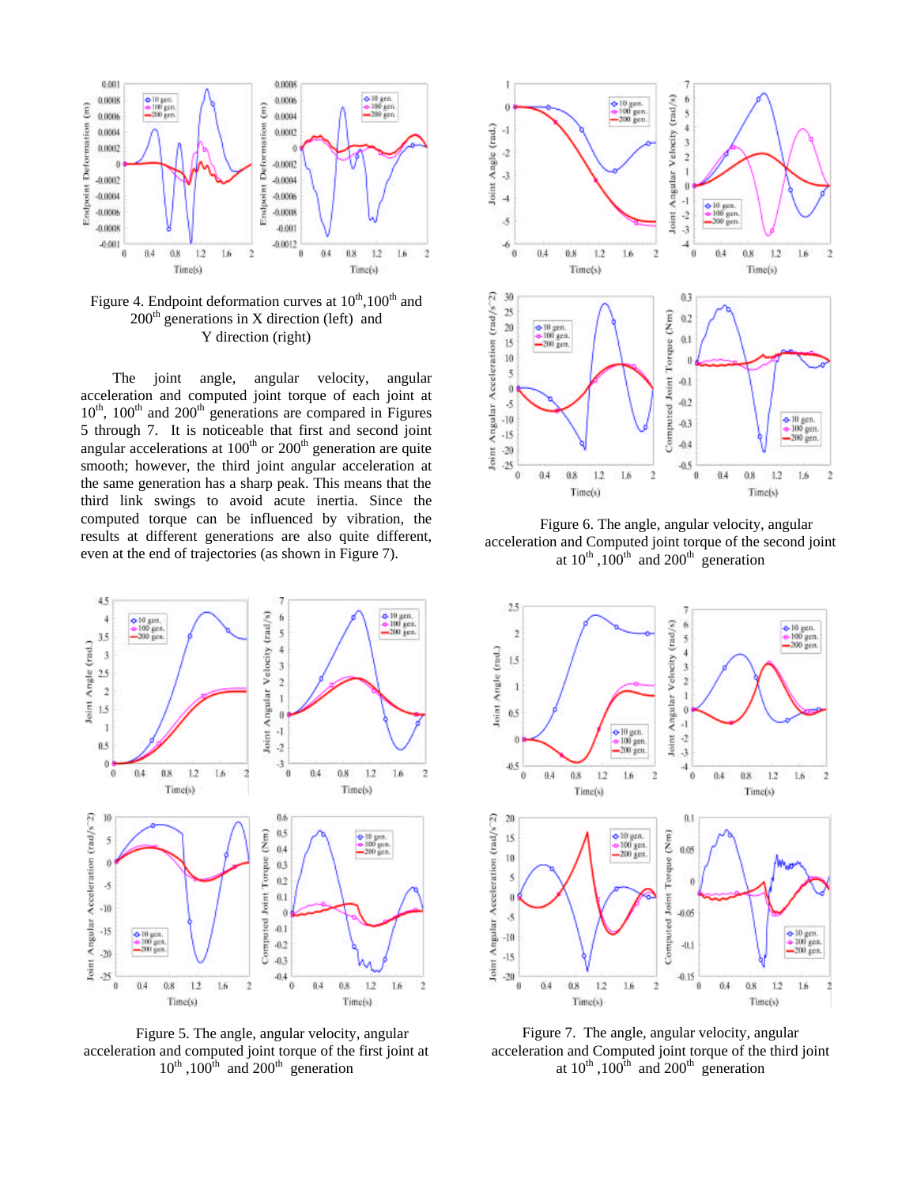Figure 4. Endpoint deformation curves at 10th,100th and 200th generations in X direction (left) and Y direction (right)

The joint angle, angular velocity, angular acceleration and computed joint torque of each joint at 10th, 100th and 200th generations are compared in Figures 5 through 7. It is noticeable that first and second joint angular accelerations at 100th or 200th generation are quite smooth; however, the third joint angular acceleration at the same generation has a sharp peak. This means that the third link swings to avoid acute inertia. Since the computed torque can be influenced by vibration, the results at different generations are also quite different, even at the end of trajectories (as shown in Figure 7).

Figure 5. The angle, angular velocity, angular acceleration and computed joint torque of the first joint at 10th ,100th and 200th generation

Figure 6. The angle, angular velocity, angular acceleration and Computed joint torque of the second joint at 10th ,100th and 200th generation

Figure 7. The angle, angular velocity, angular acceleration and Computed joint torque of the third joint at 10th ,100th and 200th generation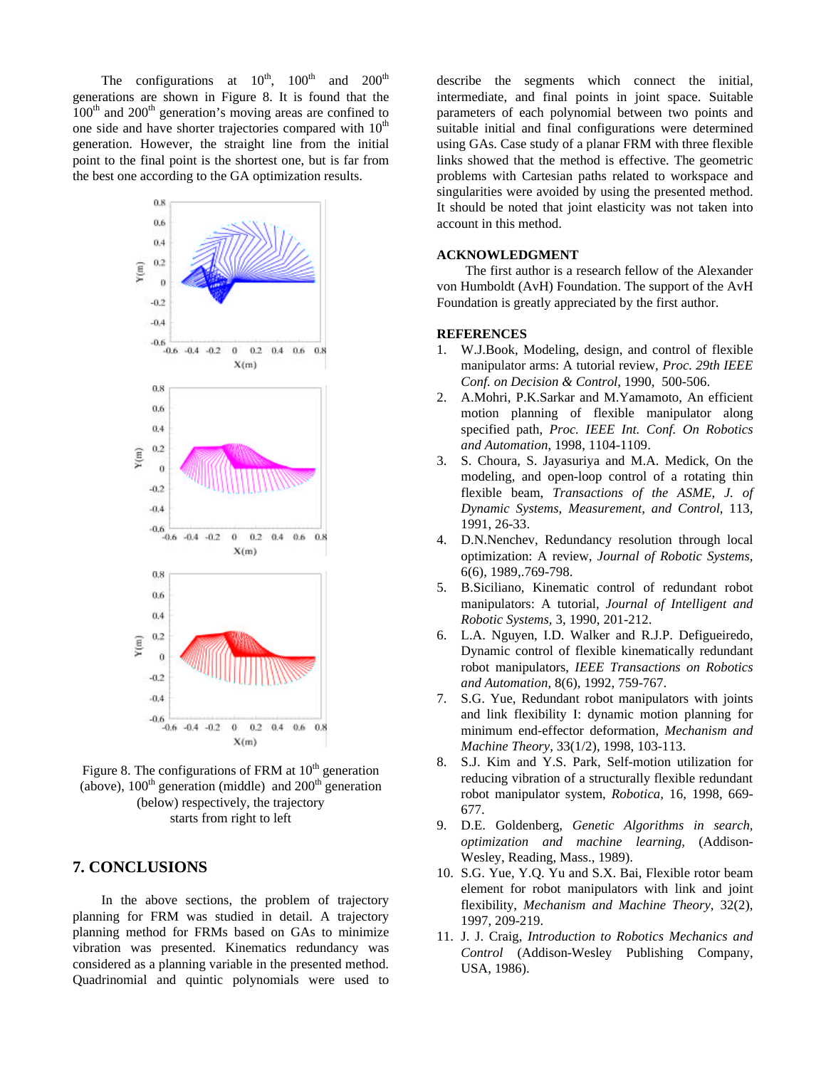The configurations at 10th, 100th and 200th generations are shown in Figure 8. It is found that the 100th and 200th generation's moving areas are confined to one side and have shorter trajectories compared with 10th generation. However, the straight line from the initial point to the final point is the shortest one, but is far from the best one according to the GA optimization results.

0.8
0.6
0.4
0.2
0
-0.2
-0.4
-0.6
Y(m)
-0.6 -0.4 -0.2 0 0.2 0.4 0.6 0.8
X(m)

0.8
0.6
0.4
0.2
0
-0.2
-0.4
-0.6
Y(m)
-0.6 -0.4 -0.2 0 0.2 0.4 0.6 0.8
X(m)

0.8
0.6
0.4
0.2
0
-0.2
-0.4
-0.6
Y(m)
-0.6 -0.4 -0.2 0 0.2 0.4 0.6 0.8
X(m)

Figure 8. The configurations of FRM at 10th generation (above), 100th generation (middle) and 200th generation (below) respectively, the trajectory starts from right to left

## 7. CONCLUSIONS

In the above sections, the problem of trajectory planning for FRM was studied in detail. A trajectory planning method for FRMs based on GAs to minimize vibration was presented. Kinematics redundancy was considered as a planning variable in the presented method. Quadrinomial and quintic polynomials were used to describe the segments which connect the initial, intermediate, and final points in joint space. Suitable parameters of each polynomial between two points and suitable initial and final configurations were determined using GAs. Case study of a planar FRM with three flexible links showed that the method is effective. The geometric problems with Cartesian paths related to workspace and singularities were avoided by using the presented method. It should be noted that joint elasticity was not taken into account in this method.

### ACKNOWLEDGMENT

The first author is a research fellow of the Alexander von Humboldt (AvH) Foundation. The support of the AvH Foundation is greatly appreciated by the first author.

### REFERENCES

1. W.J.Book, Modeling, design, and control of flexible manipulator arms: A tutorial review, *Proc. 29th IEEE Conf. on Decision & Control*, 1990, 500-506.
2. A.Mohri, P.K.Sarkar and M.Yamamoto, An efficient motion planning of flexible manipulator along specified path, *Proc. IEEE Int. Conf. On Robotics and Automation*, 1998, 1104-1109.
3. S. Choura, S. Jayasuriya and M.A. Medick, On the modeling, and open-loop control of a rotating thin flexible beam, *Transactions of the ASME, J. of Dynamic Systems, Measurement, and Control*, 113, 1991, 26-33.
4. D.N.Nenchev, Redundancy resolution through local optimization: A review, *Journal of Robotic Systems*, 6(6), 1989,.769-798.
5. B.Siciliano, Kinematic control of redundant robot manipulators: A tutorial, *Journal of Intelligent and Robotic Systems*, 3, 1990, 201-212.
6. L.A. Nguyen, I.D. Walker and R.J.P. Defigueiredo, Dynamic control of flexible kinematically redundant robot manipulators, *IEEE Transactions on Robotics and Automation*, 8(6), 1992, 759-767.
7. S.G. Yue, Redundant robot manipulators with joints and link flexibility I: dynamic motion planning for minimum end-effector deformation, *Mechanism and Machine Theory*, 33(1/2), 1998, 103-113.
8. S.J. Kim and Y.S. Park, Self-motion utilization for reducing vibration of a structurally flexible redundant robot manipulator system, *Robotica*, 16, 1998, 669-677.
9. D.E. Goldenberg, *Genetic Algorithms in search, optimization and machine learning*, (Addison-Wesley, Reading, Mass., 1989).
10. S.G. Yue, Y.Q. Yu and S.X. Bai, Flexible rotor beam element for robot manipulators with link and joint flexibility, *Mechanism and Machine Theory*, 32(2), 1997, 209-219.
11. J. J. Craig, *Introduction to Robotics Mechanics and Control* (Addison-Wesley Publishing Company, USA, 1986).